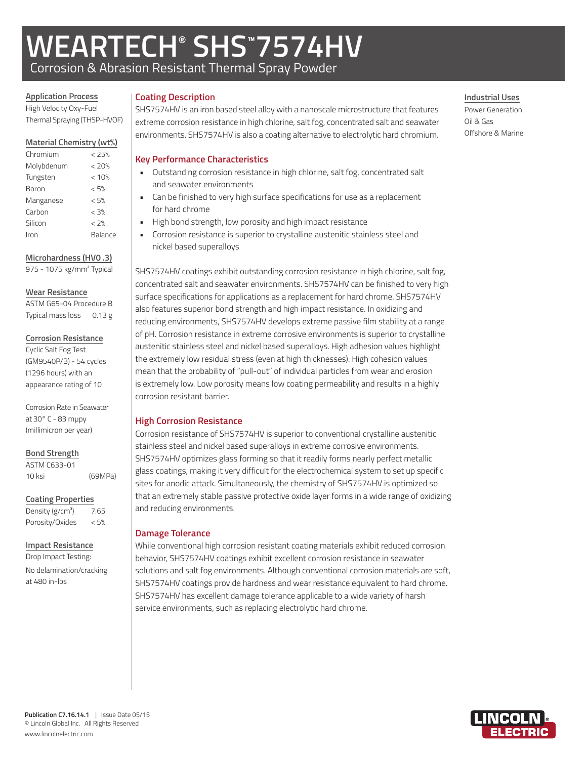# WEARTECH® SHS™7574HV

Corrosion & Abrasion Resistant Thermal Spray Powder

## Coating Description

SHS7574HV is an iron based steel alloy with a nanoscale microstructure that features extreme corrosion resistance in high chlorine, salt fog, concentrated salt and seawater environments. SHS7574HV is also a coating alternative to electrolytic hard chromium.

## Key Performance Characteristics

- Outstanding corrosion resistance in high chlorine, salt fog, concentrated salt and seawater environments
- Can be finished to very high surface specifications for use as a replacement for hard chrome
- High bond strength, low porosity and high impact resistance
- Corrosion resistance is superior to crystalline austenitic stainless steel and nickel based superalloys

SHS7574HV coatings exhibit outstanding corrosion resistance in high chlorine, salt fog, concentrated salt and seawater environments. SHS7574HV can be finished to very high surface specifications for applications as a replacement for hard chrome. SHS7574HV also features superior bond strength and high impact resistance. In oxidizing and reducing environments, SHS7574HV develops extreme passive film stability at a range of pH. Corrosion resistance in extreme corrosive environments is superior to crystalline austenitic stainless steel and nickel based superalloys. High adhesion values highlight the extremely low residual stress (even at high thicknesses). High cohesion values mean that the probability of "pull-out" of individual particles from wear and erosion is extremely low. Low porosity means low coating permeability and results in a highly corrosion resistant barrier.

## High Corrosion Resistance

Corrosion resistance of SHS7574HV is superior to conventional crystalline austenitic stainless steel and nickel based superalloys in extreme corrosive environments. SHS7574HV optimizes glass forming so that it readily forms nearly perfect metallic glass coatings, making it very difficult for the electrochemical system to set up specific sites for anodic attack. Simultaneously, the chemistry of SHS7574HV is optimized so that an extremely stable passive protective oxide layer forms in a wide range of oxidizing and reducing environments.

## Damage Tolerance

While conventional high corrosion resistant coating materials exhibit reduced corrosion behavior, SHS7574HV coatings exhibit excellent corrosion resistance in seawater solutions and salt fog environments. Although conventional corrosion materials are soft, SHS7574HV coatings provide hardness and wear resistance equivalent to hard chrome. SHS7574HV has excellent damage tolerance applicable to a wide variety of harsh service environments, such as replacing electrolytic hard chrome.

### Application Process

High Velocity Oxy-Fuel Thermal Spraying (THSP-HVOF)

### Material Chemistry (wt%)

| Element | wt% |
|---|---|
| Chromium | < 25% |
| Molybdenum | < 20% |
| Tungsten | < 10% |
| Boron | < 5% |
| Manganese | < 5% |
| Carbon | < 3% |
| Silicon | < 2% |
| Iron | Balance |

### Microhardness (HV0 .3)

975 - 1075 kg/mm² Typical

### Wear Resistance

ASTM G65-04 Procedure B

Typical mass loss 0.13 g

### Corrosion Resistance

Cyclic Salt Fog Test (GM9540P/B) - 54 cycles (1296 hours) with an appearance rating of 10

Corrosion Rate in Seawater at 30° C - 83 mμpy (millimicron per year)

### Bond Strength

ASTM C633-01

10 ksi (69MPa)

### Coating Properties

| Property | Value |
|---|---|
| Density (g/cm³) | 7.65 |
| Porosity/Oxides | < 5% |

### Impact Resistance

Drop Impact Testing:

No delamination/cracking at 480 in-lbs

### Industrial Uses

Power Generation

Oil & Gas

Offshore & Marine

**Publication C7.16.14.1** | Issue Date 05/15

© Lincoln Global Inc. All Rights Reserved

www.lincolnelectric.com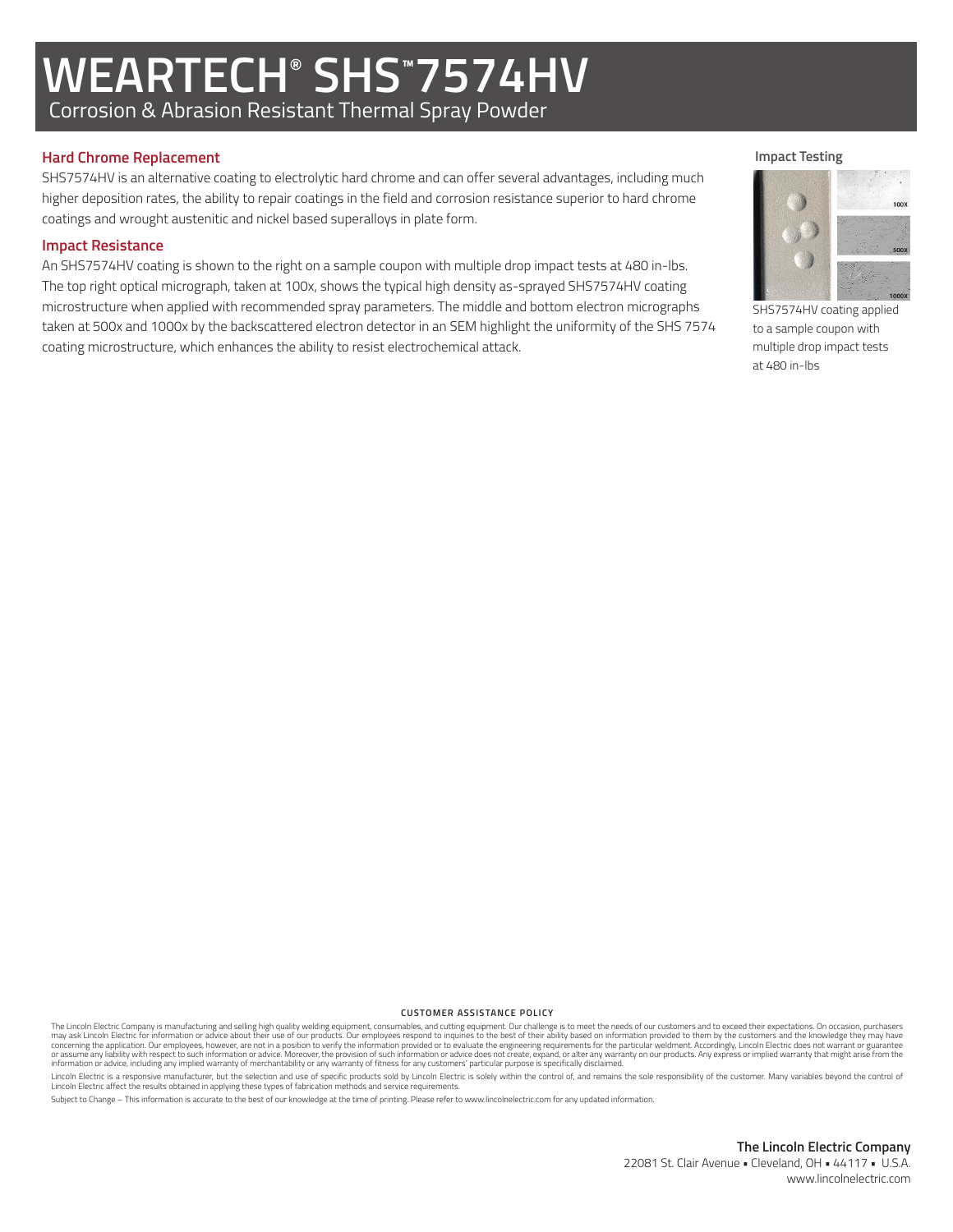# WEARTECH® SHS™7574HV

Corrosion & Abrasion Resistant Thermal Spray Powder

## Hard Chrome Replacement

SHS7574HV is an alternative coating to electrolytic hard chrome and can offer several advantages, including much higher deposition rates, the ability to repair coatings in the field and corrosion resistance superior to hard chrome coatings and wrought austenitic and nickel based superalloys in plate form.

## Impact Resistance

An SHS7574HV coating is shown to the right on a sample coupon with multiple drop impact tests at 480 in-lbs. The top right optical micrograph, taken at 100x, shows the typical high density as-sprayed SHS7574HV coating microstructure when applied with recommended spray parameters. The middle and bottom electron micrographs taken at 500x and 1000x by the backscattered electron detector in an SEM highlight the uniformity of the SHS 7574 coating microstructure, which enhances the ability to resist electrochemical attack.

## Impact Testing

100X

500X

1000X

SHS7574HV coating applied to a sample coupon with multiple drop impact tests at 480 in-lbs

**CUSTOMER ASSISTANCE POLICY**

The Lincoln Electric Company is manufacturing and selling high quality welding equipment, consumables, and cutting equipment. Our challenge is to meet the needs of our customers and to exceed their expectations. On occasion, purchasers may ask Lincoln Electric for information or advice about their use of our products. Our employees respond to inquiries to the best of their ability based on information provided to them by the customers and the knowledge they may have concerning the application. Our employees, however, are not in a position to verify the information provided or to evaluate the engineering requirements for the particular weldment. Accordingly, Lincoln Electric does not warrant or guarantee or assume any liability with respect to such information or advice. Moreover, the provision of such information or advice does not create, expand, or alter any warranty on our products. Any express or implied warranty that might arise from the information or advice, including any implied warranty of merchantability or any warranty of fitness for any customers' particular purpose is specifically disclaimed.

Lincoln Electric is a responsive manufacturer, but the selection and use of specific products sold by Lincoln Electric is solely within the control of, and remains the sole responsibility of the customer. Many variables beyond the control of Lincoln Electric affect the results obtained in applying these types of fabrication methods and service requirements.

Subject to Change – This information is accurate to the best of our knowledge at the time of printing. Please refer to www.lincolnelectric.com for any updated information.

**The Lincoln Electric Company**
22081 St. Clair Avenue • Cleveland, OH • 44117 • U.S.A.
www.lincolnelectric.com